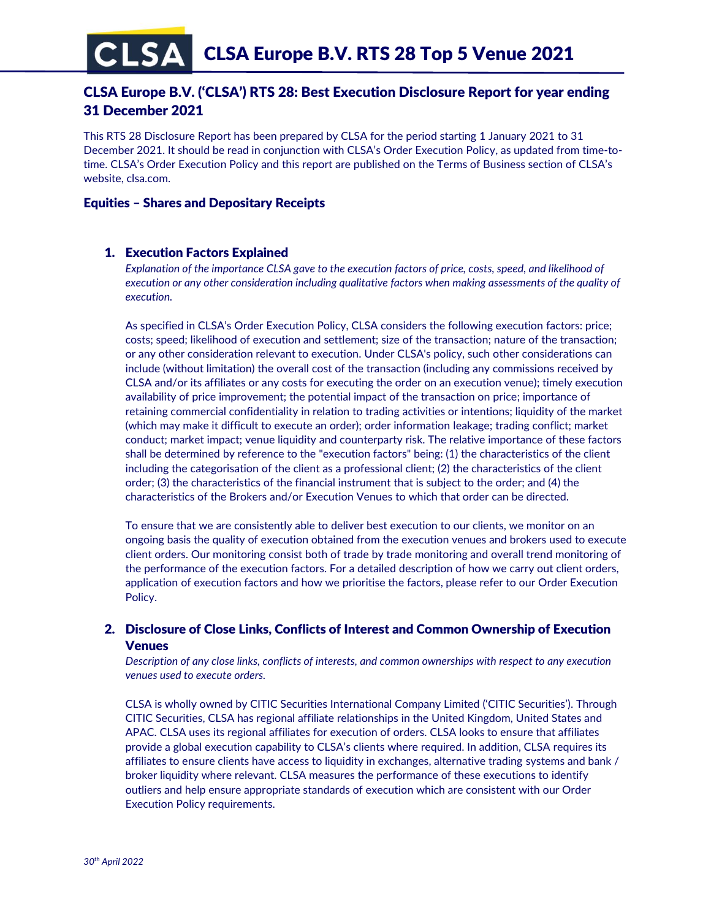# CLSA Europe B.V. RTS 28 Top 5 Venue 2021

## CLSA Europe B.V. ('CLSA') RTS 28: Best Execution Disclosure Report for year ending 31 December 2021

This RTS 28 Disclosure Report has been prepared by CLSA for the period starting 1 January 2021 to 31 December 2021. It should be read in conjunction with CLSA's Order Execution Policy, as updated from time-to-time. CLSA's Order Execution Policy and this report are published on the Terms of Business section of CLSA's website, clsa.com.

### Equities – Shares and Depositary Receipts

#### 1. Execution Factors Explained

*Explanation of the importance CLSA gave to the execution factors of price, costs, speed, and likelihood of execution or any other consideration including qualitative factors when making assessments of the quality of execution.*

As specified in CLSA's Order Execution Policy, CLSA considers the following execution factors: price; costs; speed; likelihood of execution and settlement; size of the transaction; nature of the transaction; or any other consideration relevant to execution. Under CLSA's policy, such other considerations can include (without limitation) the overall cost of the transaction (including any commissions received by CLSA and/or its affiliates or any costs for executing the order on an execution venue); timely execution availability of price improvement; the potential impact of the transaction on price; importance of retaining commercial confidentiality in relation to trading activities or intentions; liquidity of the market (which may make it difficult to execute an order); order information leakage; trading conflict; market conduct; market impact; venue liquidity and counterparty risk. The relative importance of these factors shall be determined by reference to the "execution factors" being: (1) the characteristics of the client including the categorisation of the client as a professional client; (2) the characteristics of the client order; (3) the characteristics of the financial instrument that is subject to the order; and (4) the characteristics of the Brokers and/or Execution Venues to which that order can be directed.

To ensure that we are consistently able to deliver best execution to our clients, we monitor on an ongoing basis the quality of execution obtained from the execution venues and brokers used to execute client orders. Our monitoring consist both of trade by trade monitoring and overall trend monitoring of the performance of the execution factors. For a detailed description of how we carry out client orders, application of execution factors and how we prioritise the factors, please refer to our Order Execution Policy.

#### 2. Disclosure of Close Links, Conflicts of Interest and Common Ownership of Execution Venues

*Description of any close links, conflicts of interests, and common ownerships with respect to any execution venues used to execute orders.*

CLSA is wholly owned by CITIC Securities International Company Limited ('CITIC Securities'). Through CITIC Securities, CLSA has regional affiliate relationships in the United Kingdom, United States and APAC. CLSA uses its regional affiliates for execution of orders. CLSA looks to ensure that affiliates provide a global execution capability to CLSA's clients where required. In addition, CLSA requires its affiliates to ensure clients have access to liquidity in exchanges, alternative trading systems and bank / broker liquidity where relevant. CLSA measures the performance of these executions to identify outliers and help ensure appropriate standards of execution which are consistent with our Order Execution Policy requirements.

*30th April 2022*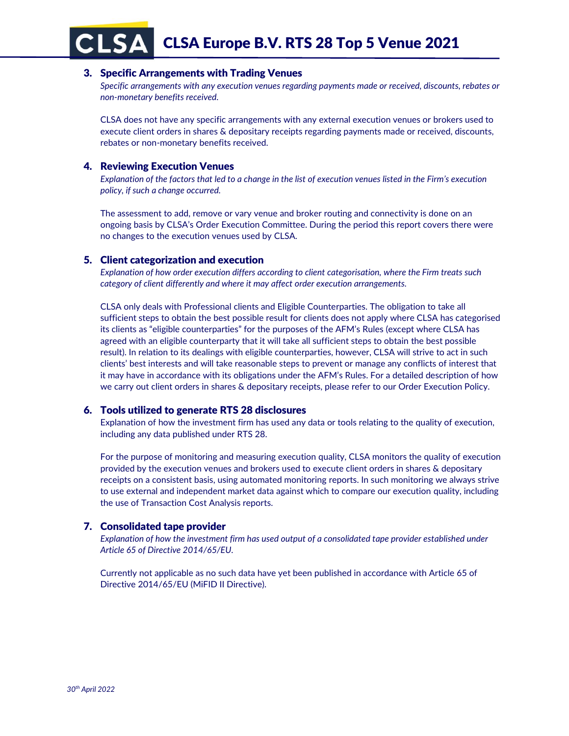## 3. Specific Arrangements with Trading Venues

*Specific arrangements with any execution venues regarding payments made or received, discounts, rebates or non-monetary benefits received.*

CLSA does not have any specific arrangements with any external execution venues or brokers used to execute client orders in shares & depositary receipts regarding payments made or received, discounts, rebates or non-monetary benefits received.

## 4. Reviewing Execution Venues

*Explanation of the factors that led to a change in the list of execution venues listed in the Firm's execution policy, if such a change occurred.*

The assessment to add, remove or vary venue and broker routing and connectivity is done on an ongoing basis by CLSA's Order Execution Committee. During the period this report covers there were no changes to the execution venues used by CLSA.

## 5. Client categorization and execution

*Explanation of how order execution differs according to client categorisation, where the Firm treats such category of client differently and where it may affect order execution arrangements.*

CLSA only deals with Professional clients and Eligible Counterparties. The obligation to take all sufficient steps to obtain the best possible result for clients does not apply where CLSA has categorised its clients as "eligible counterparties" for the purposes of the AFM's Rules (except where CLSA has agreed with an eligible counterparty that it will take all sufficient steps to obtain the best possible result). In relation to its dealings with eligible counterparties, however, CLSA will strive to act in such clients' best interests and will take reasonable steps to prevent or manage any conflicts of interest that it may have in accordance with its obligations under the AFM's Rules. For a detailed description of how we carry out client orders in shares & depositary receipts, please refer to our Order Execution Policy.

## 6. Tools utilized to generate RTS 28 disclosures

Explanation of how the investment firm has used any data or tools relating to the quality of execution, including any data published under RTS 28.

For the purpose of monitoring and measuring execution quality, CLSA monitors the quality of execution provided by the execution venues and brokers used to execute client orders in shares & depositary receipts on a consistent basis, using automated monitoring reports. In such monitoring we always strive to use external and independent market data against which to compare our execution quality, including the use of Transaction Cost Analysis reports.

## 7. Consolidated tape provider

*Explanation of how the investment firm has used output of a consolidated tape provider established under Article 65 of Directive 2014/65/EU.*

Currently not applicable as no such data have yet been published in accordance with Article 65 of Directive 2014/65/EU (MiFID II Directive).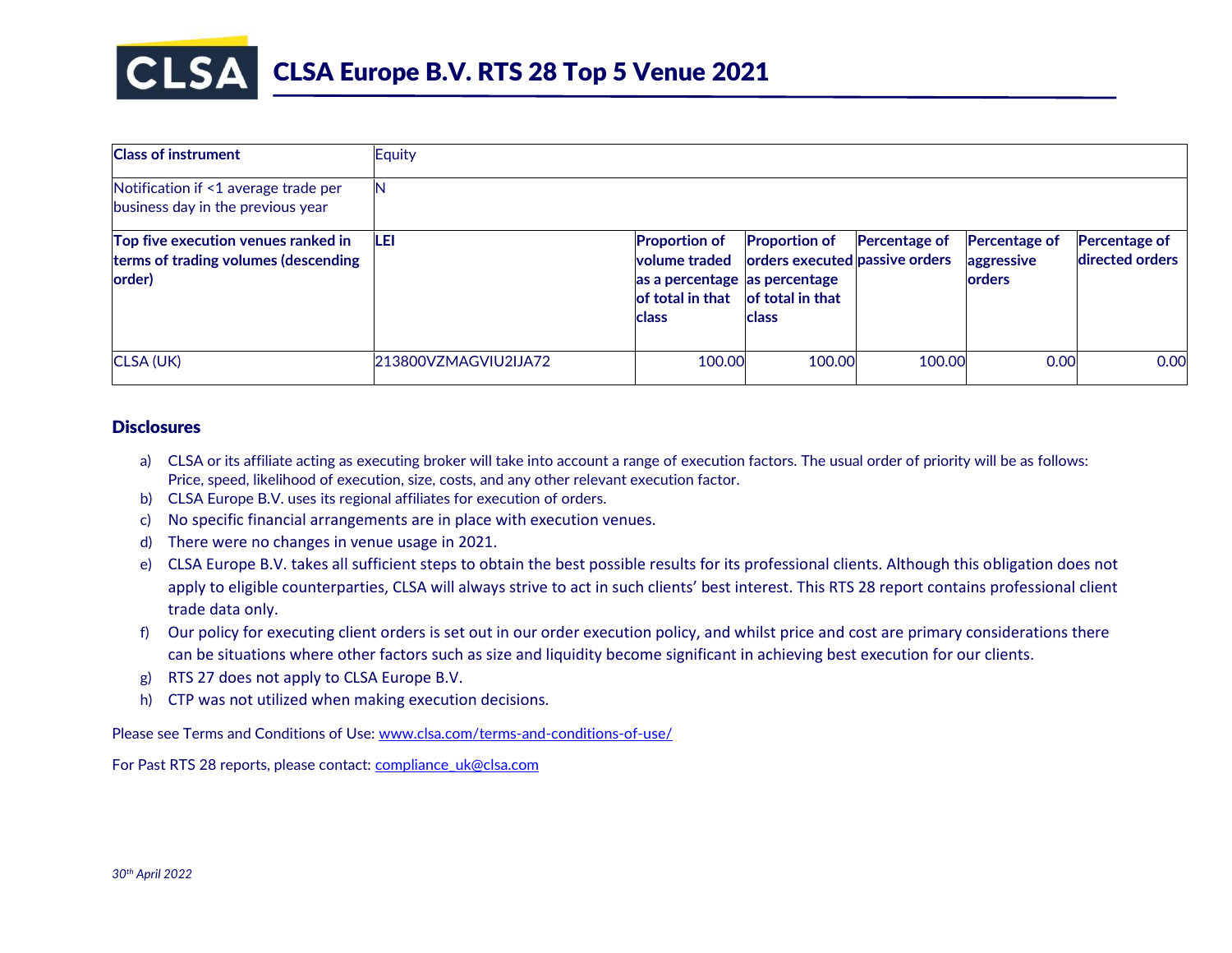# CLSA Europe B.V. RTS 28 Top 5 Venue 2021

| **Class of instrument** | Equity | | | | | |
|---|---|---|---|---|---|---|
| Notification if <1 average trade per business day in the previous year | N | | | | | |
| **Top five execution venues ranked in terms of trading volumes (descending order)** | **LEI** | **Proportion of volume traded as a percentage of total in that class** | **Proportion of orders executed as percentage of total in that class** | **Percentage of passive orders** | **Percentage of aggressive orders** | **Percentage of directed orders** |
| CLSA (UK) | 213800VZMAGVIU2IJA72 | 100.00 | 100.00 | 100.00 | 0.00 | 0.00 |

## Disclosures

a) CLSA or its affiliate acting as executing broker will take into account a range of execution factors. The usual order of priority will be as follows: Price, speed, likelihood of execution, size, costs, and any other relevant execution factor.

b) CLSA Europe B.V. uses its regional affiliates for execution of orders.

c) No specific financial arrangements are in place with execution venues.

d) There were no changes in venue usage in 2021.

e) CLSA Europe B.V. takes all sufficient steps to obtain the best possible results for its professional clients. Although this obligation does not apply to eligible counterparties, CLSA will always strive to act in such clients' best interest. This RTS 28 report contains professional client trade data only.

f) Our policy for executing client orders is set out in our order execution policy, and whilst price and cost are primary considerations there can be situations where other factors such as size and liquidity become significant in achieving best execution for our clients.

g) RTS 27 does not apply to CLSA Europe B.V.

h) CTP was not utilized when making execution decisions.

Please see Terms and Conditions of Use: www.clsa.com/terms-and-conditions-of-use/

For Past RTS 28 reports, please contact: compliance_uk@clsa.com

*30th April 2022*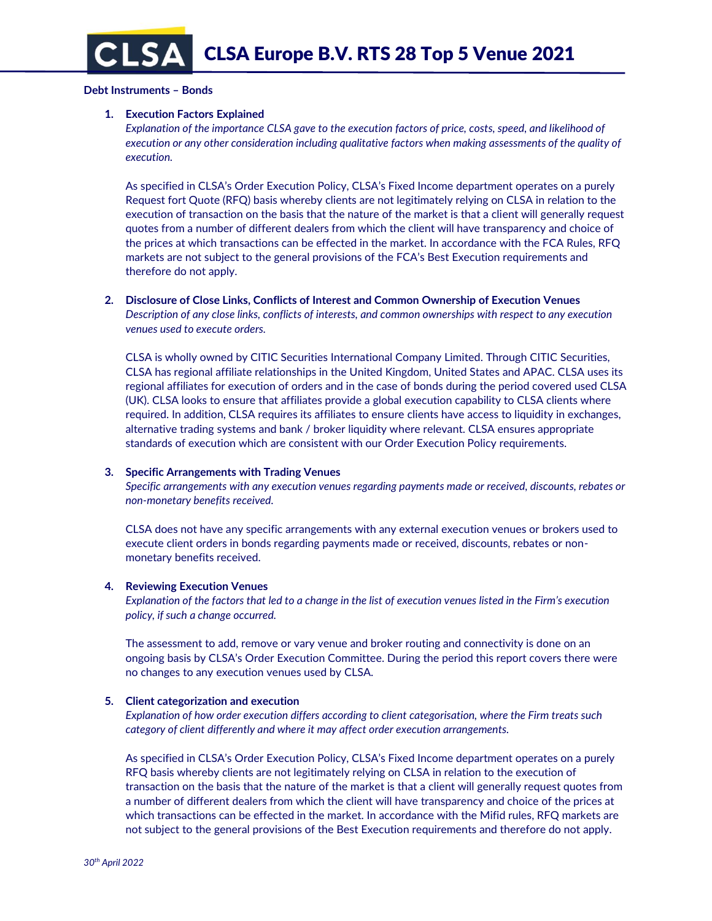# CLSA Europe B.V. RTS 28 Top 5 Venue 2021

## Debt Instruments – Bonds

### 1. Execution Factors Explained

*Explanation of the importance CLSA gave to the execution factors of price, costs, speed, and likelihood of execution or any other consideration including qualitative factors when making assessments of the quality of execution.*

As specified in CLSA's Order Execution Policy, CLSA's Fixed Income department operates on a purely Request fort Quote (RFQ) basis whereby clients are not legitimately relying on CLSA in relation to the execution of transaction on the basis that the nature of the market is that a client will generally request quotes from a number of different dealers from which the client will have transparency and choice of the prices at which transactions can be effected in the market. In accordance with the FCA Rules, RFQ markets are not subject to the general provisions of the FCA's Best Execution requirements and therefore do not apply.

### 2. Disclosure of Close Links, Conflicts of Interest and Common Ownership of Execution Venues

*Description of any close links, conflicts of interests, and common ownerships with respect to any execution venues used to execute orders.*

CLSA is wholly owned by CITIC Securities International Company Limited. Through CITIC Securities, CLSA has regional affiliate relationships in the United Kingdom, United States and APAC. CLSA uses its regional affiliates for execution of orders and in the case of bonds during the period covered used CLSA (UK). CLSA looks to ensure that affiliates provide a global execution capability to CLSA clients where required. In addition, CLSA requires its affiliates to ensure clients have access to liquidity in exchanges, alternative trading systems and bank / broker liquidity where relevant. CLSA ensures appropriate standards of execution which are consistent with our Order Execution Policy requirements.

### 3. Specific Arrangements with Trading Venues

*Specific arrangements with any execution venues regarding payments made or received, discounts, rebates or non-monetary benefits received.*

CLSA does not have any specific arrangements with any external execution venues or brokers used to execute client orders in bonds regarding payments made or received, discounts, rebates or non-monetary benefits received.

### 4. Reviewing Execution Venues

*Explanation of the factors that led to a change in the list of execution venues listed in the Firm's execution policy, if such a change occurred.*

The assessment to add, remove or vary venue and broker routing and connectivity is done on an ongoing basis by CLSA's Order Execution Committee. During the period this report covers there were no changes to any execution venues used by CLSA.

### 5. Client categorization and execution

*Explanation of how order execution differs according to client categorisation, where the Firm treats such category of client differently and where it may affect order execution arrangements.*

As specified in CLSA's Order Execution Policy, CLSA's Fixed Income department operates on a purely RFQ basis whereby clients are not legitimately relying on CLSA in relation to the execution of transaction on the basis that the nature of the market is that a client will generally request quotes from a number of different dealers from which the client will have transparency and choice of the prices at which transactions can be effected in the market. In accordance with the Mifid rules, RFQ markets are not subject to the general provisions of the Best Execution requirements and therefore do not apply.

*30th April 2022*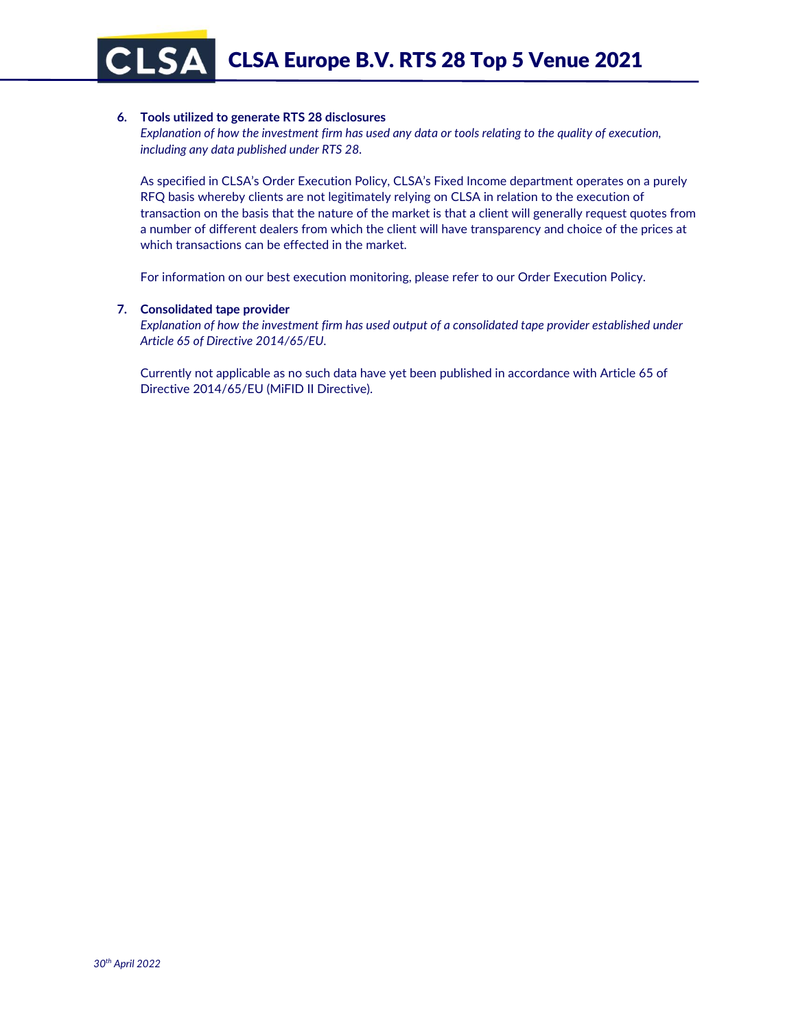6. **Tools utilized to generate RTS 28 disclosures**
   *Explanation of how the investment firm has used any data or tools relating to the quality of execution, including any data published under RTS 28.*

   As specified in CLSA's Order Execution Policy, CLSA's Fixed Income department operates on a purely RFQ basis whereby clients are not legitimately relying on CLSA in relation to the execution of transaction on the basis that the nature of the market is that a client will generally request quotes from a number of different dealers from which the client will have transparency and choice of the prices at which transactions can be effected in the market.

   For information on our best execution monitoring, please refer to our Order Execution Policy.

7. **Consolidated tape provider**
   *Explanation of how the investment firm has used output of a consolidated tape provider established under Article 65 of Directive 2014/65/EU.*

   Currently not applicable as no such data have yet been published in accordance with Article 65 of Directive 2014/65/EU (MiFID II Directive).

*30th April 2022*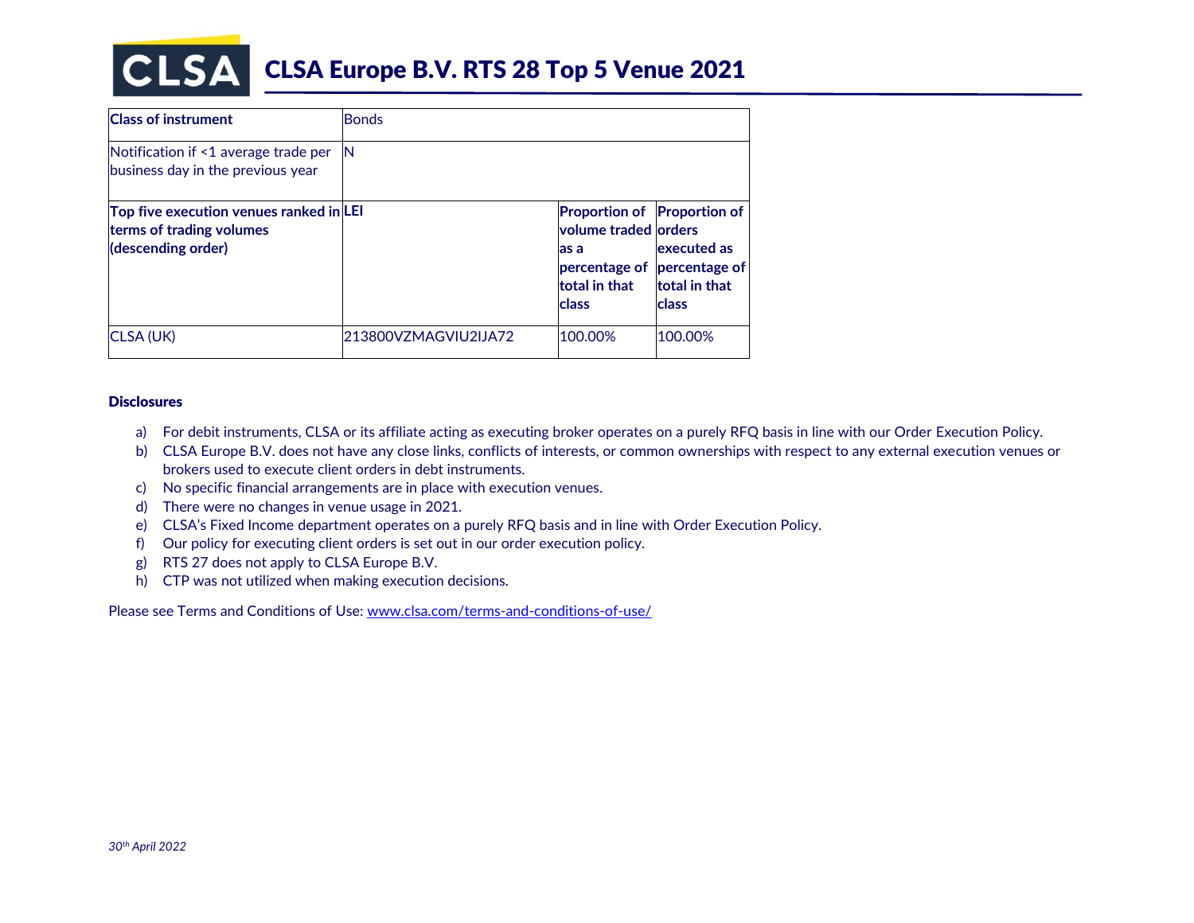# CLSA Europe B.V. RTS 28 Top 5 Venue 2021

| Class of instrument | Bonds | | |
|---|---|---|---|
| Notification if <1 average trade per business day in the previous year | N | | |
| **Top five execution venues ranked in terms of trading volumes (descending order)** | **LEI** | **Proportion of volume traded as a percentage of total in that class** | **Proportion of orders executed as percentage of total in that class** |
| CLSA (UK) | 213800VZMAGVIU2IJA72 | 100.00% | 100.00% |

**Disclosures**

a) For debit instruments, CLSA or its affiliate acting as executing broker operates on a purely RFQ basis in line with our Order Execution Policy.
b) CLSA Europe B.V. does not have any close links, conflicts of interests, or common ownerships with respect to any external execution venues or brokers used to execute client orders in debt instruments.
c) No specific financial arrangements are in place with execution venues.
d) There were no changes in venue usage in 2021.
e) CLSA's Fixed Income department operates on a purely RFQ basis and in line with Order Execution Policy.
f) Our policy for executing client orders is set out in our order execution policy.
g) RTS 27 does not apply to CLSA Europe B.V.
h) CTP was not utilized when making execution decisions.

Please see Terms and Conditions of Use: www.clsa.com/terms-and-conditions-of-use/

*30th April 2022*